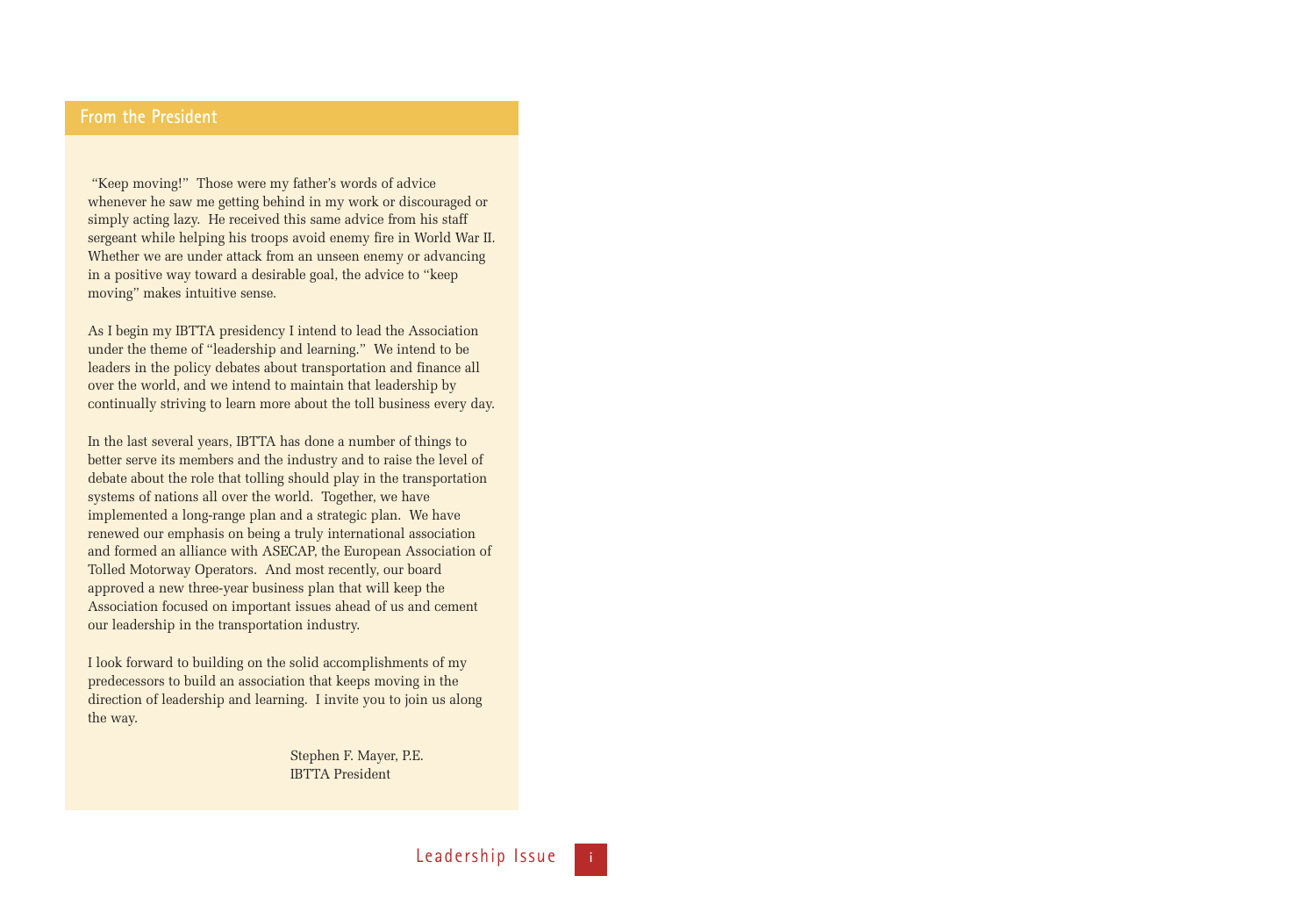## From the President

"Keep moving!" Those were my father's words of advice whenever he saw me getting behind in my work or discouraged or simply acting lazy. He received this same advice from his staff sergeant while helping his troops avoid enemy fire in World War II. Whether we are under attack from an unseen enemy or advancing in a positive way toward a desirable goal, the advice to "keep moving" makes intuitive sense.

As I begin my IBTTA presidency I intend to lead the Association under the theme of "leadership and learning." We intend to be leaders in the policy debates about transportation and finance all over the world, and we intend to maintain that leadership by continually striving to learn more about the toll business every day.

In the last several years, IBTTA has done a number of things to better serve its members and the industry and to raise the level of debate about the role that tolling should play in the transportation systems of nations all over the world. Together, we have implemented a long-range plan and a strategic plan. We have renewed our emphasis on being a truly international association and formed an alliance with ASECAP, the European Association of Tolled Motorway Operators. And most recently, our board approved a new three-year business plan that will keep the Association focused on important issues ahead of us and cement our leadership in the transportation industry.

I look forward to building on the solid accomplishments of my predecessors to build an association that keeps moving in the direction of leadership and learning. I invite you to join us along the way.

Stephen F. Mayer, P.E.
IBTTA President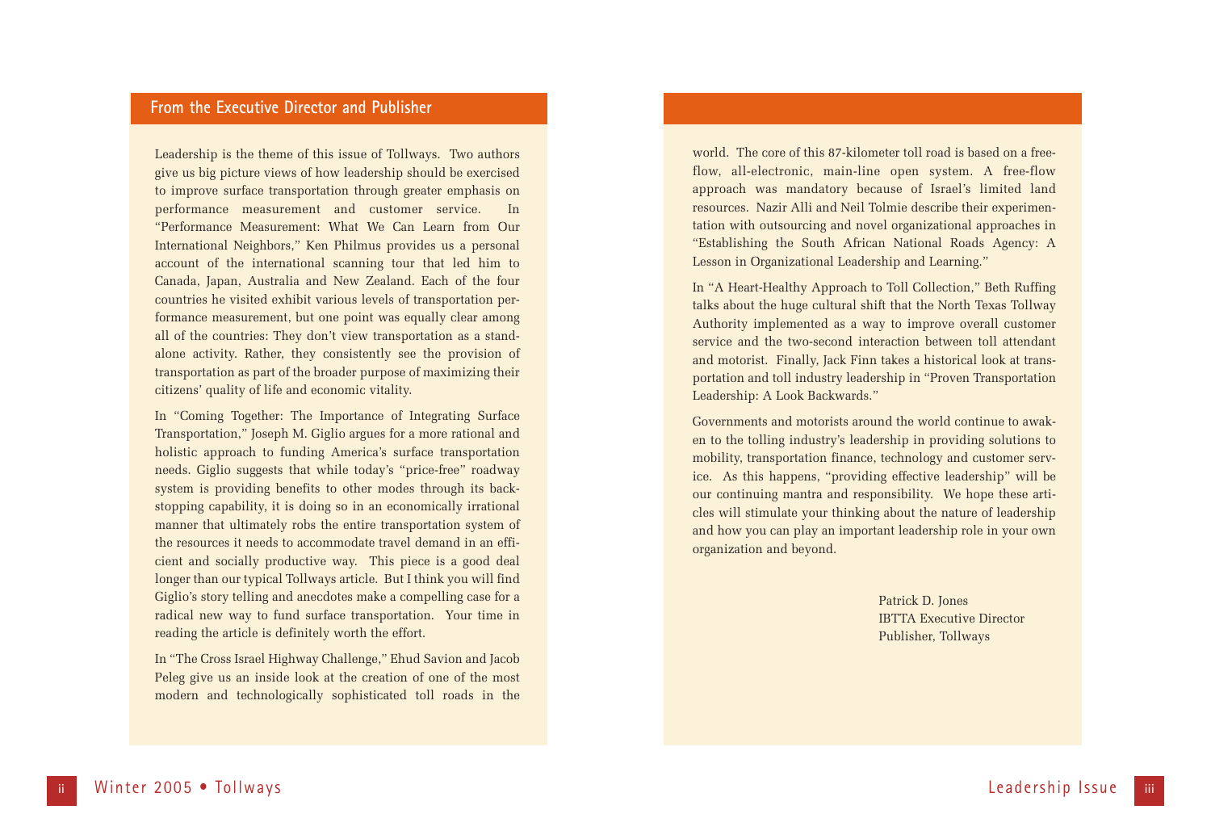## From the Executive Director and Publisher

Leadership is the theme of this issue of Tollways. Two authors give us big picture views of how leadership should be exercised to improve surface transportation through greater emphasis on performance measurement and customer service. In "Performance Measurement: What We Can Learn from Our International Neighbors," Ken Philmus provides us a personal account of the international scanning tour that led him to Canada, Japan, Australia and New Zealand. Each of the four countries he visited exhibit various levels of transportation performance measurement, but one point was equally clear among all of the countries: They don't view transportation as a stand-alone activity. Rather, they consistently see the provision of transportation as part of the broader purpose of maximizing their citizens' quality of life and economic vitality.

In "Coming Together: The Importance of Integrating Surface Transportation," Joseph M. Giglio argues for a more rational and holistic approach to funding America's surface transportation needs. Giglio suggests that while today's "price-free" roadway system is providing benefits to other modes through its back-stopping capability, it is doing so in an economically irrational manner that ultimately robs the entire transportation system of the resources it needs to accommodate travel demand in an efficient and socially productive way. This piece is a good deal longer than our typical Tollways article. But I think you will find Giglio's story telling and anecdotes make a compelling case for a radical new way to fund surface transportation. Your time in reading the article is definitely worth the effort.

In "The Cross Israel Highway Challenge," Ehud Savion and Jacob Peleg give us an inside look at the creation of one of the most modern and technologically sophisticated toll roads in the world. The core of this 87-kilometer toll road is based on a free-flow, all-electronic, main-line open system. A free-flow approach was mandatory because of Israel's limited land resources. Nazir Alli and Neil Tolmie describe their experimentation with outsourcing and novel organizational approaches in "Establishing the South African National Roads Agency: A Lesson in Organizational Leadership and Learning."

In "A Heart-Healthy Approach to Toll Collection," Beth Ruffing talks about the huge cultural shift that the North Texas Tollway Authority implemented as a way to improve overall customer service and the two-second interaction between toll attendant and motorist. Finally, Jack Finn takes a historical look at transportation and toll industry leadership in "Proven Transportation Leadership: A Look Backwards."

Governments and motorists around the world continue to awaken to the tolling industry's leadership in providing solutions to mobility, transportation finance, technology and customer service. As this happens, "providing effective leadership" will be our continuing mantra and responsibility. We hope these articles will stimulate your thinking about the nature of leadership and how you can play an important leadership role in your own organization and beyond.

Patrick D. Jones
IBTTA Executive Director
Publisher, Tollways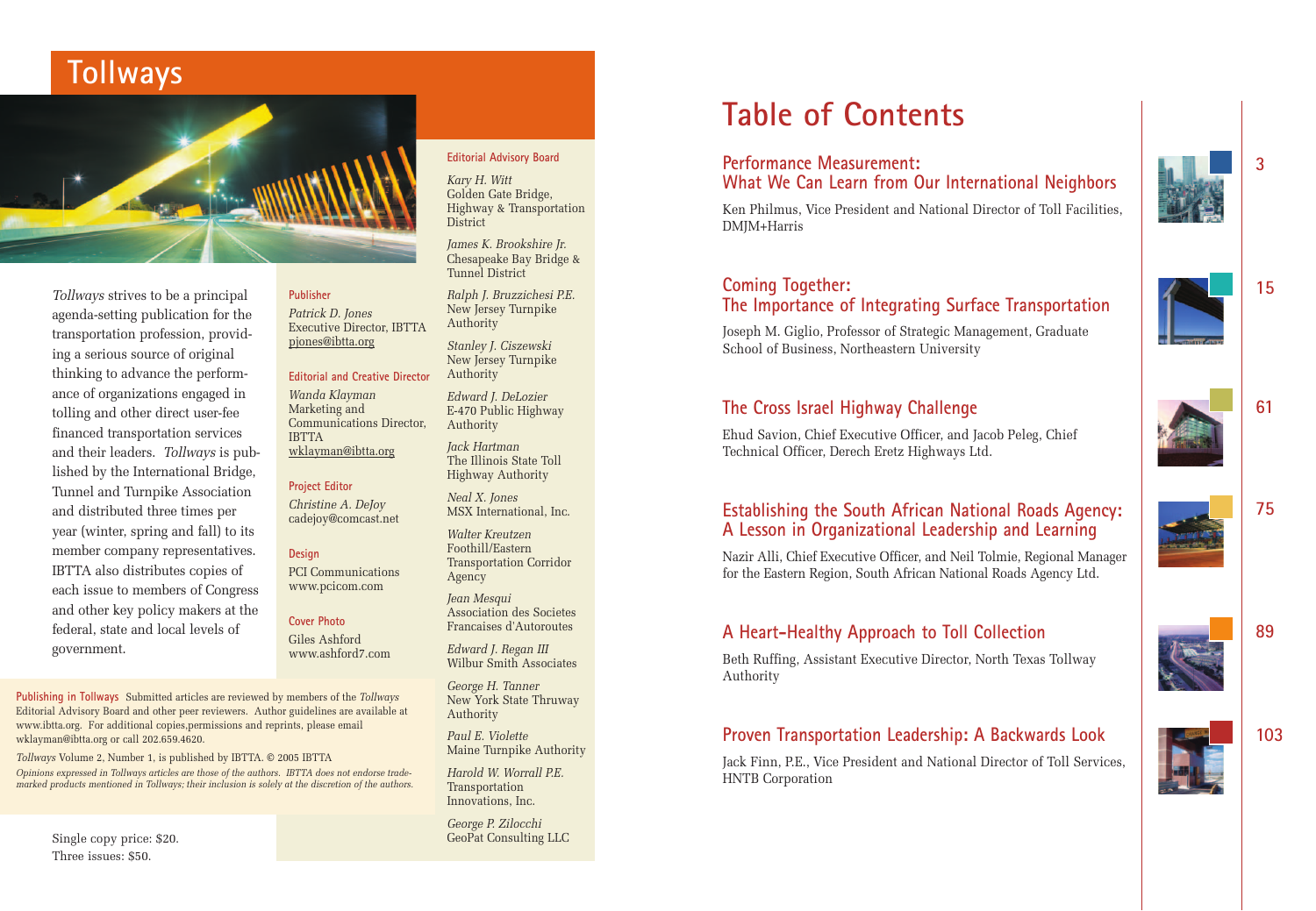# Tollways

*Tollways* strives to be a principal agenda-setting publication for the transportation profession, providing a serious source of original thinking to advance the performance of organizations engaged in tolling and other direct user-fee financed transportation services and their leaders. *Tollways* is published by the International Bridge, Tunnel and Turnpike Association and distributed three times per year (winter, spring and fall) to its member company representatives. IBTTA also distributes copies of each issue to members of Congress and other key policy makers at the federal, state and local levels of government.

**Publisher**
*Patrick D. Jones*
Executive Director, IBTTA
pjones@ibtta.org

**Editorial and Creative Director**
*Wanda Klayman*
Marketing and Communications Director, IBTTA
wklayman@ibtta.org

**Project Editor**
*Christine A. DeJoy*
cadejoy@comcast.net

**Design**
PCI Communications
www.pcicom.com

**Cover Photo**
Giles Ashford
www.ashford7.com

**Editorial Advisory Board**

*Kary H. Witt*
Golden Gate Bridge, Highway & Transportation District

*James K. Brookshire Jr.*
Chesapeake Bay Bridge & Tunnel District

*Ralph J. Bruzzichesi P.E.*
New Jersey Turnpike Authority

*Stanley J. Ciszewski*
New Jersey Turnpike Authority

*Edward J. DeLozier*
E-470 Public Highway Authority

*Jack Hartman*
The Illinois State Toll Highway Authority

*Neal X. Jones*
MSX International, Inc.

*Walter Kreutzen*
Foothill/Eastern Transportation Corridor Agency

*Jean Mesqui*
Association des Societes Francaises d'Autoroutes

*Edward J. Regan III*
Wilbur Smith Associates

*George H. Tanner*
New York State Thruway Authority

*Paul E. Violette*
Maine Turnpike Authority

*Harold W. Worrall P.E.*
Transportation Innovations, Inc.

*George P. Zilocchi*
GeoPat Consulting LLC

**Publishing in Tollways** Submitted articles are reviewed by members of the *Tollways* Editorial Advisory Board and other peer reviewers. Author guidelines are available at www.ibtta.org. For additional copies,permissions and reprints, please email wklayman@ibtta.org or call 202.659.4620.

*Tollways* Volume 2, Number 1, is published by IBTTA. © 2005 IBTTA

*Opinions expressed in Tollways articles are those of the authors. IBTTA does not endorse trade-marked products mentioned in Tollways; their inclusion is solely at the discretion of the authors.*

Single copy price: $20.
Three issues: $50.

# Table of Contents

## Performance Measurement: What We Can Learn from Our International Neighbors — 3

Ken Philmus, Vice President and National Director of Toll Facilities, DMJM+Harris

## Coming Together: The Importance of Integrating Surface Transportation — 15

Joseph M. Giglio, Professor of Strategic Management, Graduate School of Business, Northeastern University

## The Cross Israel Highway Challenge — 61

Ehud Savion, Chief Executive Officer, and Jacob Peleg, Chief Technical Officer, Derech Eretz Highways Ltd.

## Establishing the South African National Roads Agency: A Lesson in Organizational Leadership and Learning — 75

Nazir Alli, Chief Executive Officer, and Neil Tolmie, Regional Manager for the Eastern Region, South African National Roads Agency Ltd.

## A Heart-Healthy Approach to Toll Collection — 89

Beth Ruffing, Assistant Executive Director, North Texas Tollway Authority

## Proven Transportation Leadership: A Backwards Look — 103

Jack Finn, P.E., Vice President and National Director of Toll Services, HNTB Corporation